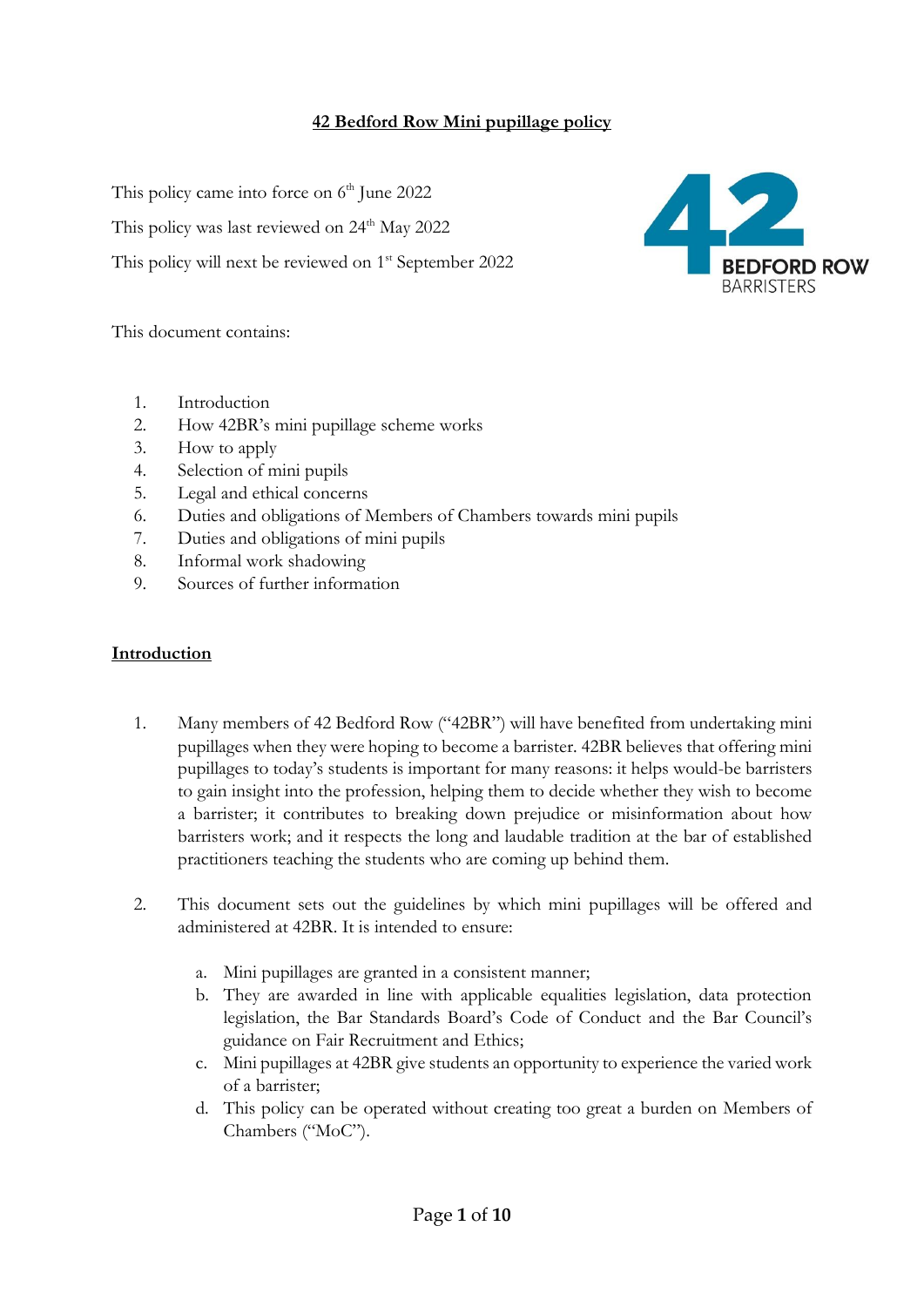# 42 Bedford Row Mini pupillage policy

This policy came into force on 6th June 2022

This policy was last reviewed on 24th May 2022

This policy will next be reviewed on 1st September 2022

This document contains:

1. Introduction
2. How 42BR's mini pupillage scheme works
3. How to apply
4. Selection of mini pupils
5. Legal and ethical concerns
6. Duties and obligations of Members of Chambers towards mini pupils
7. Duties and obligations of mini pupils
8. Informal work shadowing
9. Sources of further information

## Introduction

1. Many members of 42 Bedford Row ("42BR") will have benefited from undertaking mini pupillages when they were hoping to become a barrister. 42BR believes that offering mini pupillages to today's students is important for many reasons: it helps would-be barristers to gain insight into the profession, helping them to decide whether they wish to become a barrister; it contributes to breaking down prejudice or misinformation about how barristers work; and it respects the long and laudable tradition at the bar of established practitioners teaching the students who are coming up behind them.

2. This document sets out the guidelines by which mini pupillages will be offered and administered at 42BR. It is intended to ensure:

    a. Mini pupillages are granted in a consistent manner;
    b. They are awarded in line with applicable equalities legislation, data protection legislation, the Bar Standards Board's Code of Conduct and the Bar Council's guidance on Fair Recruitment and Ethics;
    c. Mini pupillages at 42BR give students an opportunity to experience the varied work of a barrister;
    d. This policy can be operated without creating too great a burden on Members of Chambers ("MoC").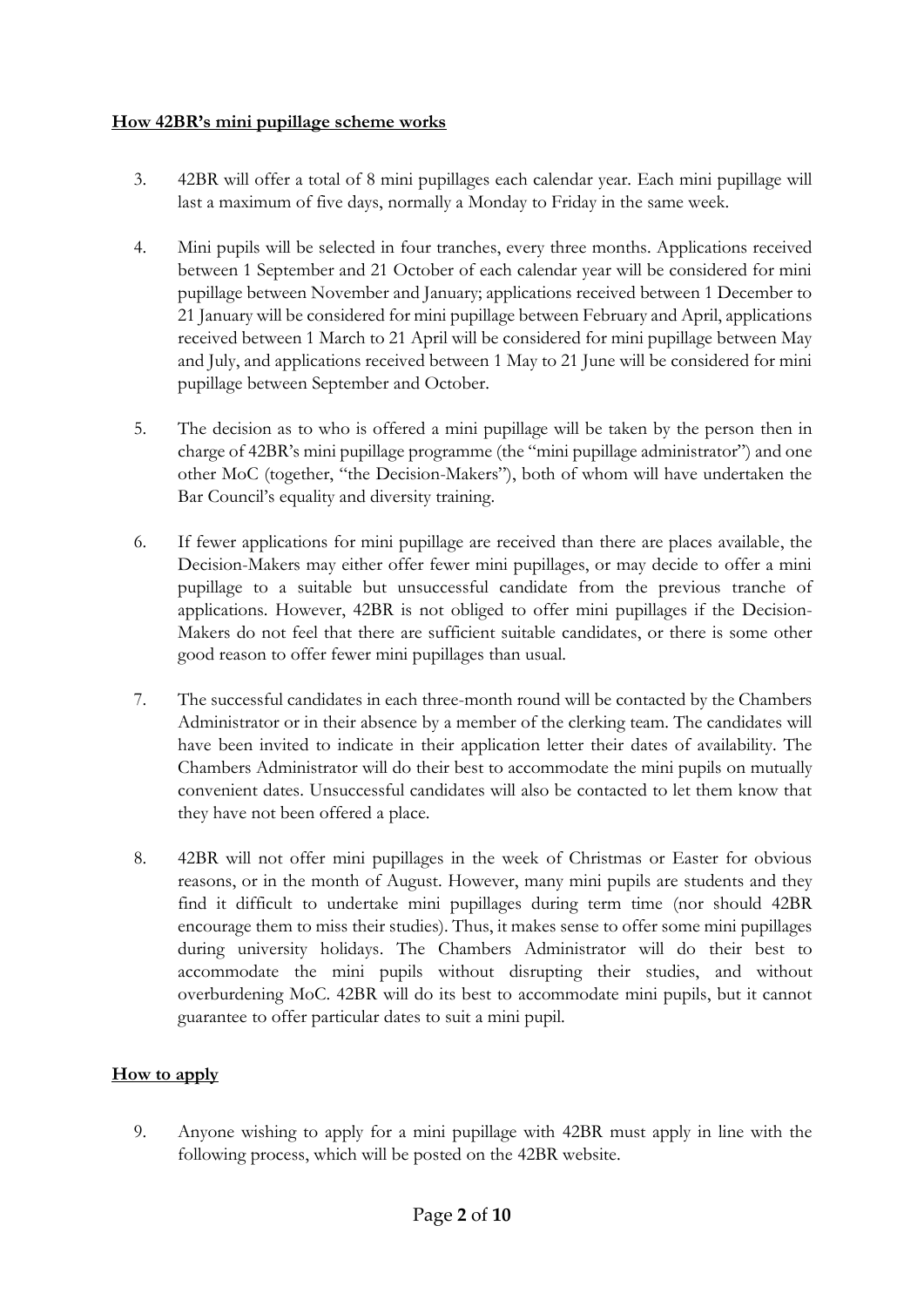**How 42BR's mini pupillage scheme works**

3. 42BR will offer a total of 8 mini pupillages each calendar year. Each mini pupillage will last a maximum of five days, normally a Monday to Friday in the same week.

4. Mini pupils will be selected in four tranches, every three months. Applications received between 1 September and 21 October of each calendar year will be considered for mini pupillage between November and January; applications received between 1 December to 21 January will be considered for mini pupillage between February and April, applications received between 1 March to 21 April will be considered for mini pupillage between May and July, and applications received between 1 May to 21 June will be considered for mini pupillage between September and October.

5. The decision as to who is offered a mini pupillage will be taken by the person then in charge of 42BR's mini pupillage programme (the "mini pupillage administrator") and one other MoC (together, "the Decision-Makers"), both of whom will have undertaken the Bar Council's equality and diversity training.

6. If fewer applications for mini pupillage are received than there are places available, the Decision-Makers may either offer fewer mini pupillages, or may decide to offer a mini pupillage to a suitable but unsuccessful candidate from the previous tranche of applications. However, 42BR is not obliged to offer mini pupillages if the Decision-Makers do not feel that there are sufficient suitable candidates, or there is some other good reason to offer fewer mini pupillages than usual.

7. The successful candidates in each three-month round will be contacted by the Chambers Administrator or in their absence by a member of the clerking team. The candidates will have been invited to indicate in their application letter their dates of availability. The Chambers Administrator will do their best to accommodate the mini pupils on mutually convenient dates. Unsuccessful candidates will also be contacted to let them know that they have not been offered a place.

8. 42BR will not offer mini pupillages in the week of Christmas or Easter for obvious reasons, or in the month of August. However, many mini pupils are students and they find it difficult to undertake mini pupillages during term time (nor should 42BR encourage them to miss their studies). Thus, it makes sense to offer some mini pupillages during university holidays. The Chambers Administrator will do their best to accommodate the mini pupils without disrupting their studies, and without overburdening MoC. 42BR will do its best to accommodate mini pupils, but it cannot guarantee to offer particular dates to suit a mini pupil.

**How to apply**

9. Anyone wishing to apply for a mini pupillage with 42BR must apply in line with the following process, which will be posted on the 42BR website.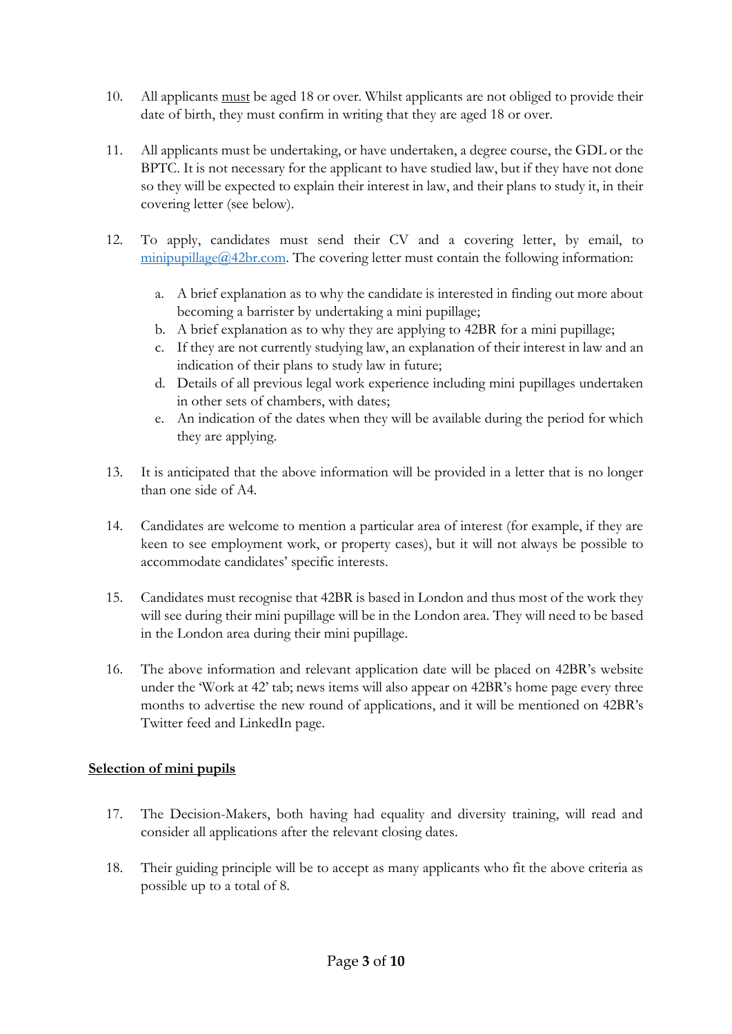10. All applicants <u>must</u> be aged 18 or over. Whilst applicants are not obliged to provide their date of birth, they must confirm in writing that they are aged 18 or over.

11. All applicants must be undertaking, or have undertaken, a degree course, the GDL or the BPTC. It is not necessary for the applicant to have studied law, but if they have not done so they will be expected to explain their interest in law, and their plans to study it, in their covering letter (see below).

12. To apply, candidates must send their CV and a covering letter, by email, to minipupillage@42br.com. The covering letter must contain the following information:

    a. A brief explanation as to why the candidate is interested in finding out more about becoming a barrister by undertaking a mini pupillage;
    b. A brief explanation as to why they are applying to 42BR for a mini pupillage;
    c. If they are not currently studying law, an explanation of their interest in law and an indication of their plans to study law in future;
    d. Details of all previous legal work experience including mini pupillages undertaken in other sets of chambers, with dates;
    e. An indication of the dates when they will be available during the period for which they are applying.

13. It is anticipated that the above information will be provided in a letter that is no longer than one side of A4.

14. Candidates are welcome to mention a particular area of interest (for example, if they are keen to see employment work, or property cases), but it will not always be possible to accommodate candidates' specific interests.

15. Candidates must recognise that 42BR is based in London and thus most of the work they will see during their mini pupillage will be in the London area. They will need to be based in the London area during their mini pupillage.

16. The above information and relevant application date will be placed on 42BR's website under the 'Work at 42' tab; news items will also appear on 42BR's home page every three months to advertise the new round of applications, and it will be mentioned on 42BR's Twitter feed and LinkedIn page.

## <u>Selection of mini pupils</u>

17. The Decision-Makers, both having had equality and diversity training, will read and consider all applications after the relevant closing dates.

18. Their guiding principle will be to accept as many applicants who fit the above criteria as possible up to a total of 8.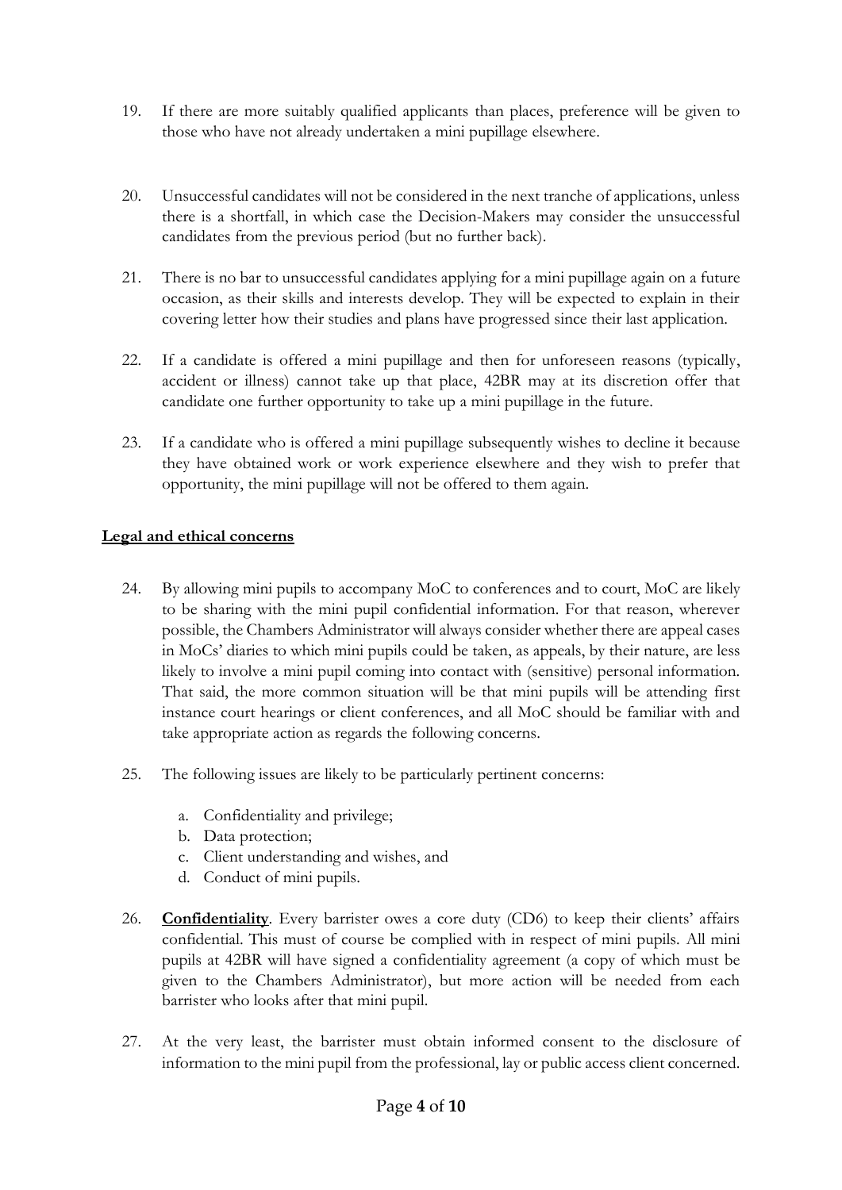19. If there are more suitably qualified applicants than places, preference will be given to those who have not already undertaken a mini pupillage elsewhere.

20. Unsuccessful candidates will not be considered in the next tranche of applications, unless there is a shortfall, in which case the Decision-Makers may consider the unsuccessful candidates from the previous period (but no further back).

21. There is no bar to unsuccessful candidates applying for a mini pupillage again on a future occasion, as their skills and interests develop. They will be expected to explain in their covering letter how their studies and plans have progressed since their last application.

22. If a candidate is offered a mini pupillage and then for unforeseen reasons (typically, accident or illness) cannot take up that place, 42BR may at its discretion offer that candidate one further opportunity to take up a mini pupillage in the future.

23. If a candidate who is offered a mini pupillage subsequently wishes to decline it because they have obtained work or work experience elsewhere and they wish to prefer that opportunity, the mini pupillage will not be offered to them again.

## <u>Legal and ethical concerns</u>

24. By allowing mini pupils to accompany MoC to conferences and to court, MoC are likely to be sharing with the mini pupil confidential information. For that reason, wherever possible, the Chambers Administrator will always consider whether there are appeal cases in MoCs' diaries to which mini pupils could be taken, as appeals, by their nature, are less likely to involve a mini pupil coming into contact with (sensitive) personal information. That said, the more common situation will be that mini pupils will be attending first instance court hearings or client conferences, and all MoC should be familiar with and take appropriate action as regards the following concerns.

25. The following issues are likely to be particularly pertinent concerns:

    a. Confidentiality and privilege;
    b. Data protection;
    c. Client understanding and wishes, and
    d. Conduct of mini pupils.

26. **<u>Confidentiality</u>**. Every barrister owes a core duty (CD6) to keep their clients' affairs confidential. This must of course be complied with in respect of mini pupils. All mini pupils at 42BR will have signed a confidentiality agreement (a copy of which must be given to the Chambers Administrator), but more action will be needed from each barrister who looks after that mini pupil.

27. At the very least, the barrister must obtain informed consent to the disclosure of information to the mini pupil from the professional, lay or public access client concerned.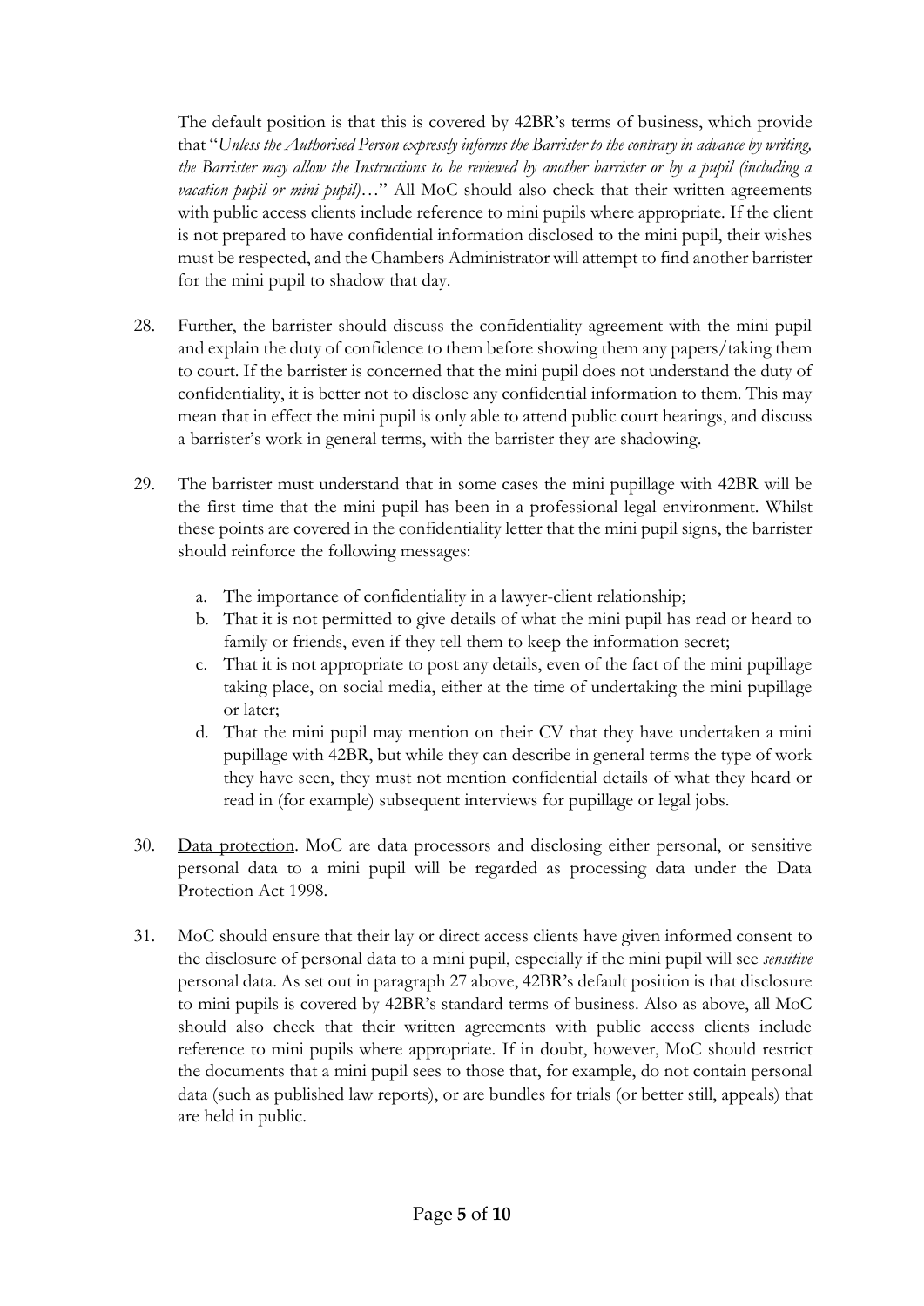The default position is that this is covered by 42BR's terms of business, which provide that "*Unless the Authorised Person expressly informs the Barrister to the contrary in advance by writing, the Barrister may allow the Instructions to be reviewed by another barrister or by a pupil (including a vacation pupil or mini pupil)*…" All MoC should also check that their written agreements with public access clients include reference to mini pupils where appropriate. If the client is not prepared to have confidential information disclosed to the mini pupil, their wishes must be respected, and the Chambers Administrator will attempt to find another barrister for the mini pupil to shadow that day.

28. Further, the barrister should discuss the confidentiality agreement with the mini pupil and explain the duty of confidence to them before showing them any papers/taking them to court. If the barrister is concerned that the mini pupil does not understand the duty of confidentiality, it is better not to disclose any confidential information to them. This may mean that in effect the mini pupil is only able to attend public court hearings, and discuss a barrister's work in general terms, with the barrister they are shadowing.

29. The barrister must understand that in some cases the mini pupillage with 42BR will be the first time that the mini pupil has been in a professional legal environment. Whilst these points are covered in the confidentiality letter that the mini pupil signs, the barrister should reinforce the following messages:

    a. The importance of confidentiality in a lawyer-client relationship;
    b. That it is not permitted to give details of what the mini pupil has read or heard to family or friends, even if they tell them to keep the information secret;
    c. That it is not appropriate to post any details, even of the fact of the mini pupillage taking place, on social media, either at the time of undertaking the mini pupillage or later;
    d. That the mini pupil may mention on their CV that they have undertaken a mini pupillage with 42BR, but while they can describe in general terms the type of work they have seen, they must not mention confidential details of what they heard or read in (for example) subsequent interviews for pupillage or legal jobs.

30. <u>Data protection</u>. MoC are data processors and disclosing either personal, or sensitive personal data to a mini pupil will be regarded as processing data under the Data Protection Act 1998.

31. MoC should ensure that their lay or direct access clients have given informed consent to the disclosure of personal data to a mini pupil, especially if the mini pupil will see *sensitive* personal data. As set out in paragraph 27 above, 42BR's default position is that disclosure to mini pupils is covered by 42BR's standard terms of business. Also as above, all MoC should also check that their written agreements with public access clients include reference to mini pupils where appropriate. If in doubt, however, MoC should restrict the documents that a mini pupil sees to those that, for example, do not contain personal data (such as published law reports), or are bundles for trials (or better still, appeals) that are held in public.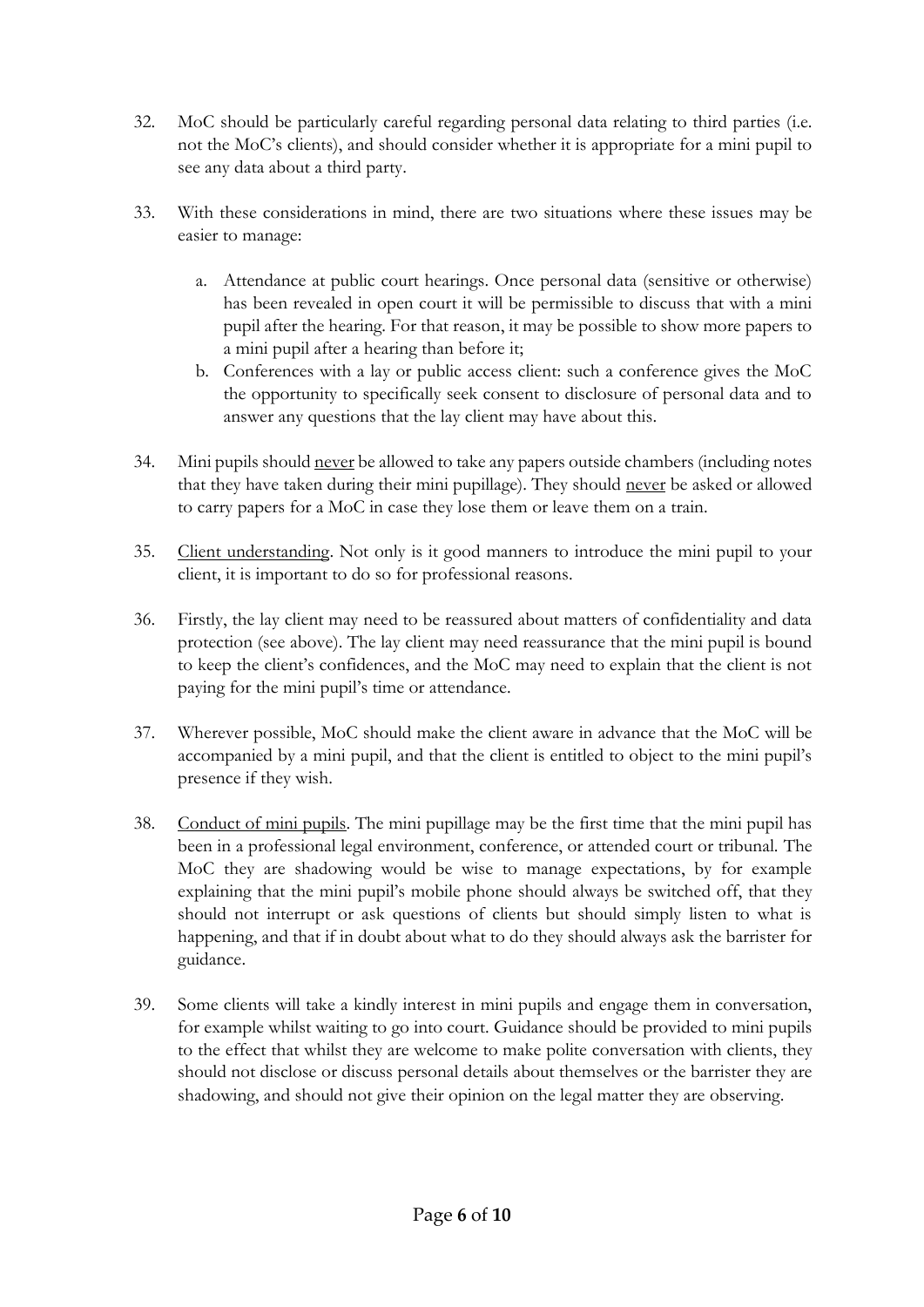32. MoC should be particularly careful regarding personal data relating to third parties (i.e. not the MoC's clients), and should consider whether it is appropriate for a mini pupil to see any data about a third party.

33. With these considerations in mind, there are two situations where these issues may be easier to manage:

    a. Attendance at public court hearings. Once personal data (sensitive or otherwise) has been revealed in open court it will be permissible to discuss that with a mini pupil after the hearing. For that reason, it may be possible to show more papers to a mini pupil after a hearing than before it;

    b. Conferences with a lay or public access client: such a conference gives the MoC the opportunity to specifically seek consent to disclosure of personal data and to answer any questions that the lay client may have about this.

34. Mini pupils should <u>never</u> be allowed to take any papers outside chambers (including notes that they have taken during their mini pupillage). They should <u>never</u> be asked or allowed to carry papers for a MoC in case they lose them or leave them on a train.

35. <u>Client understanding</u>. Not only is it good manners to introduce the mini pupil to your client, it is important to do so for professional reasons.

36. Firstly, the lay client may need to be reassured about matters of confidentiality and data protection (see above). The lay client may need reassurance that the mini pupil is bound to keep the client's confidences, and the MoC may need to explain that the client is not paying for the mini pupil's time or attendance.

37. Wherever possible, MoC should make the client aware in advance that the MoC will be accompanied by a mini pupil, and that the client is entitled to object to the mini pupil's presence if they wish.

38. <u>Conduct of mini pupils</u>. The mini pupillage may be the first time that the mini pupil has been in a professional legal environment, conference, or attended court or tribunal. The MoC they are shadowing would be wise to manage expectations, by for example explaining that the mini pupil's mobile phone should always be switched off, that they should not interrupt or ask questions of clients but should simply listen to what is happening, and that if in doubt about what to do they should always ask the barrister for guidance.

39. Some clients will take a kindly interest in mini pupils and engage them in conversation, for example whilst waiting to go into court. Guidance should be provided to mini pupils to the effect that whilst they are welcome to make polite conversation with clients, they should not disclose or discuss personal details about themselves or the barrister they are shadowing, and should not give their opinion on the legal matter they are observing.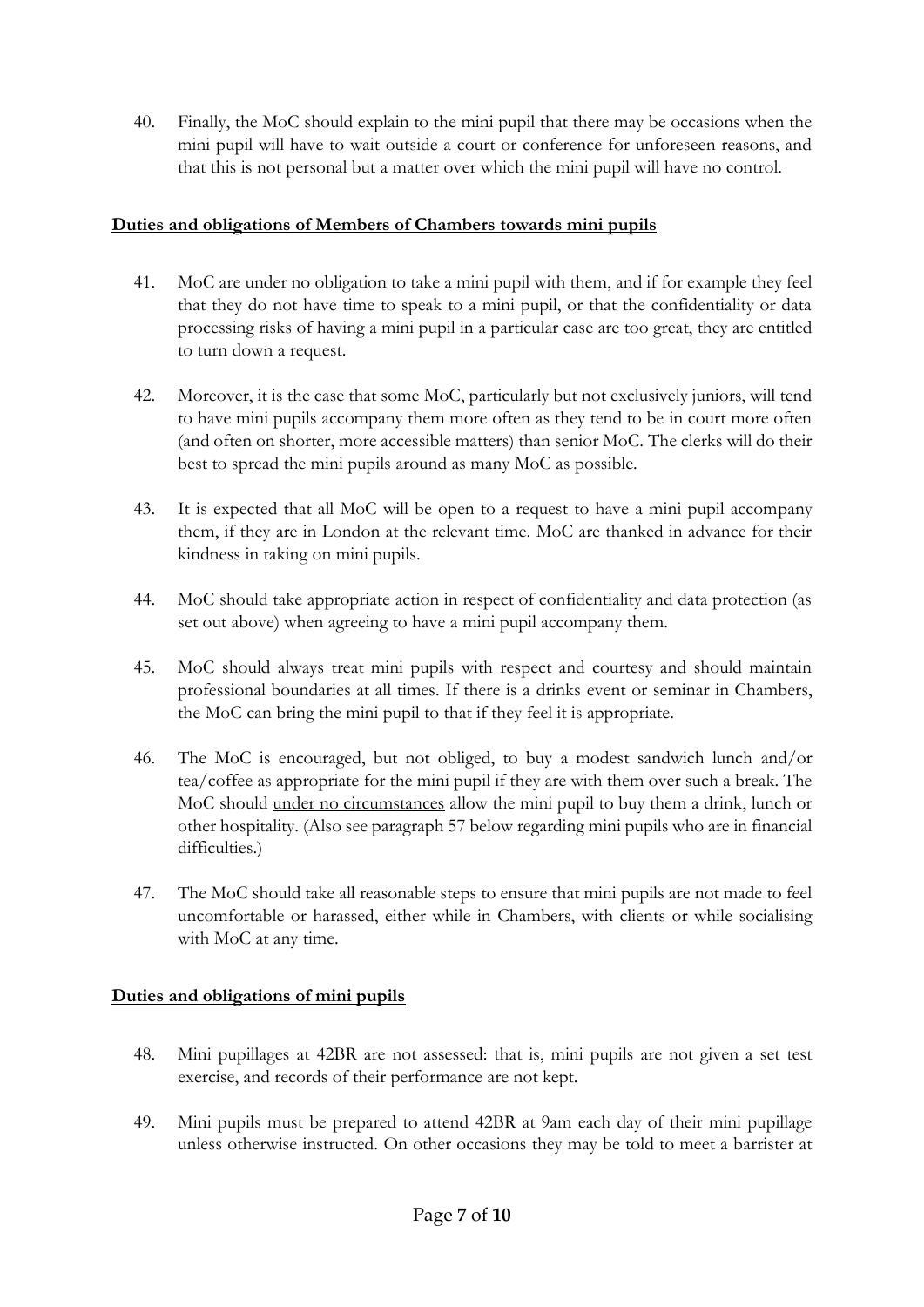40. Finally, the MoC should explain to the mini pupil that there may be occasions when the mini pupil will have to wait outside a court or conference for unforeseen reasons, and that this is not personal but a matter over which the mini pupil will have no control.

## Duties and obligations of Members of Chambers towards mini pupils

41. MoC are under no obligation to take a mini pupil with them, and if for example they feel that they do not have time to speak to a mini pupil, or that the confidentiality or data processing risks of having a mini pupil in a particular case are too great, they are entitled to turn down a request.

42. Moreover, it is the case that some MoC, particularly but not exclusively juniors, will tend to have mini pupils accompany them more often as they tend to be in court more often (and often on shorter, more accessible matters) than senior MoC. The clerks will do their best to spread the mini pupils around as many MoC as possible.

43. It is expected that all MoC will be open to a request to have a mini pupil accompany them, if they are in London at the relevant time. MoC are thanked in advance for their kindness in taking on mini pupils.

44. MoC should take appropriate action in respect of confidentiality and data protection (as set out above) when agreeing to have a mini pupil accompany them.

45. MoC should always treat mini pupils with respect and courtesy and should maintain professional boundaries at all times. If there is a drinks event or seminar in Chambers, the MoC can bring the mini pupil to that if they feel it is appropriate.

46. The MoC is encouraged, but not obliged, to buy a modest sandwich lunch and/or tea/coffee as appropriate for the mini pupil if they are with them over such a break. The MoC should <u>under no circumstances</u> allow the mini pupil to buy them a drink, lunch or other hospitality. (Also see paragraph 57 below regarding mini pupils who are in financial difficulties.)

47. The MoC should take all reasonable steps to ensure that mini pupils are not made to feel uncomfortable or harassed, either while in Chambers, with clients or while socialising with MoC at any time.

## Duties and obligations of mini pupils

48. Mini pupillages at 42BR are not assessed: that is, mini pupils are not given a set test exercise, and records of their performance are not kept.

49. Mini pupils must be prepared to attend 42BR at 9am each day of their mini pupillage unless otherwise instructed. On other occasions they may be told to meet a barrister at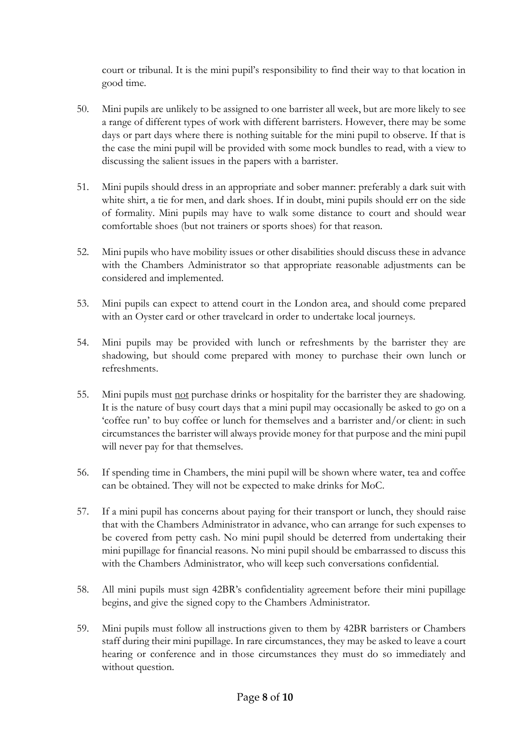court or tribunal. It is the mini pupil's responsibility to find their way to that location in good time.

50. Mini pupils are unlikely to be assigned to one barrister all week, but are more likely to see a range of different types of work with different barristers. However, there may be some days or part days where there is nothing suitable for the mini pupil to observe. If that is the case the mini pupil will be provided with some mock bundles to read, with a view to discussing the salient issues in the papers with a barrister.

51. Mini pupils should dress in an appropriate and sober manner: preferably a dark suit with white shirt, a tie for men, and dark shoes. If in doubt, mini pupils should err on the side of formality. Mini pupils may have to walk some distance to court and should wear comfortable shoes (but not trainers or sports shoes) for that reason.

52. Mini pupils who have mobility issues or other disabilities should discuss these in advance with the Chambers Administrator so that appropriate reasonable adjustments can be considered and implemented.

53. Mini pupils can expect to attend court in the London area, and should come prepared with an Oyster card or other travelcard in order to undertake local journeys.

54. Mini pupils may be provided with lunch or refreshments by the barrister they are shadowing, but should come prepared with money to purchase their own lunch or refreshments.

55. Mini pupils must <u>not</u> purchase drinks or hospitality for the barrister they are shadowing. It is the nature of busy court days that a mini pupil may occasionally be asked to go on a 'coffee run' to buy coffee or lunch for themselves and a barrister and/or client: in such circumstances the barrister will always provide money for that purpose and the mini pupil will never pay for that themselves.

56. If spending time in Chambers, the mini pupil will be shown where water, tea and coffee can be obtained. They will not be expected to make drinks for MoC.

57. If a mini pupil has concerns about paying for their transport or lunch, they should raise that with the Chambers Administrator in advance, who can arrange for such expenses to be covered from petty cash. No mini pupil should be deterred from undertaking their mini pupillage for financial reasons. No mini pupil should be embarrassed to discuss this with the Chambers Administrator, who will keep such conversations confidential.

58. All mini pupils must sign 42BR's confidentiality agreement before their mini pupillage begins, and give the signed copy to the Chambers Administrator.

59. Mini pupils must follow all instructions given to them by 42BR barristers or Chambers staff during their mini pupillage. In rare circumstances, they may be asked to leave a court hearing or conference and in those circumstances they must do so immediately and without question.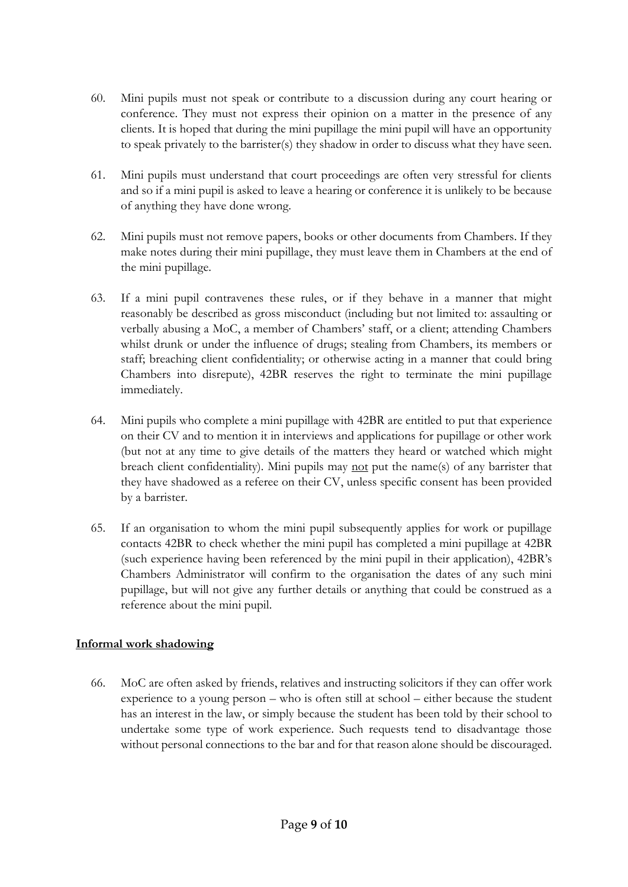60. Mini pupils must not speak or contribute to a discussion during any court hearing or conference. They must not express their opinion on a matter in the presence of any clients. It is hoped that during the mini pupillage the mini pupil will have an opportunity to speak privately to the barrister(s) they shadow in order to discuss what they have seen.

61. Mini pupils must understand that court proceedings are often very stressful for clients and so if a mini pupil is asked to leave a hearing or conference it is unlikely to be because of anything they have done wrong.

62. Mini pupils must not remove papers, books or other documents from Chambers. If they make notes during their mini pupillage, they must leave them in Chambers at the end of the mini pupillage.

63. If a mini pupil contravenes these rules, or if they behave in a manner that might reasonably be described as gross misconduct (including but not limited to: assaulting or verbally abusing a MoC, a member of Chambers' staff, or a client; attending Chambers whilst drunk or under the influence of drugs; stealing from Chambers, its members or staff; breaching client confidentiality; or otherwise acting in a manner that could bring Chambers into disrepute), 42BR reserves the right to terminate the mini pupillage immediately.

64. Mini pupils who complete a mini pupillage with 42BR are entitled to put that experience on their CV and to mention it in interviews and applications for pupillage or other work (but not at any time to give details of the matters they heard or watched which might breach client confidentiality). Mini pupils may <u>not</u> put the name(s) of any barrister that they have shadowed as a referee on their CV, unless specific consent has been provided by a barrister.

65. If an organisation to whom the mini pupil subsequently applies for work or pupillage contacts 42BR to check whether the mini pupil has completed a mini pupillage at 42BR (such experience having been referenced by the mini pupil in their application), 42BR's Chambers Administrator will confirm to the organisation the dates of any such mini pupillage, but will not give any further details or anything that could be construed as a reference about the mini pupil.

## Informal work shadowing

66. MoC are often asked by friends, relatives and instructing solicitors if they can offer work experience to a young person – who is often still at school – either because the student has an interest in the law, or simply because the student has been told by their school to undertake some type of work experience. Such requests tend to disadvantage those without personal connections to the bar and for that reason alone should be discouraged.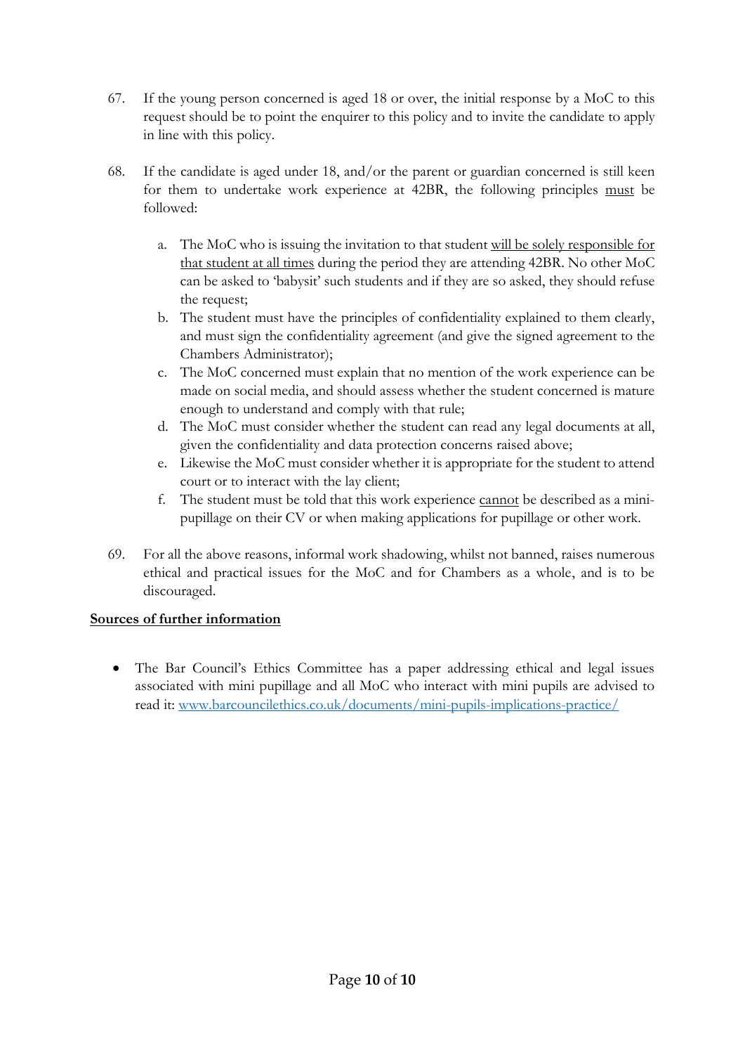67. If the young person concerned is aged 18 or over, the initial response by a MoC to this request should be to point the enquirer to this policy and to invite the candidate to apply in line with this policy.

68. If the candidate is aged under 18, and/or the parent or guardian concerned is still keen for them to undertake work experience at 42BR, the following principles <u>must</u> be followed:

    a. The MoC who is issuing the invitation to that student <u>will be solely responsible for that student at all times</u> during the period they are attending 42BR. No other MoC can be asked to 'babysit' such students and if they are so asked, they should refuse the request;
    b. The student must have the principles of confidentiality explained to them clearly, and must sign the confidentiality agreement (and give the signed agreement to the Chambers Administrator);
    c. The MoC concerned must explain that no mention of the work experience can be made on social media, and should assess whether the student concerned is mature enough to understand and comply with that rule;
    d. The MoC must consider whether the student can read any legal documents at all, given the confidentiality and data protection concerns raised above;
    e. Likewise the MoC must consider whether it is appropriate for the student to attend court or to interact with the lay client;
    f. The student must be told that this work experience <u>cannot</u> be described as a mini-pupillage on their CV or when making applications for pupillage or other work.

69. For all the above reasons, informal work shadowing, whilst not banned, raises numerous ethical and practical issues for the MoC and for Chambers as a whole, and is to be discouraged.

**<u>Sources of further information</u>**

- The Bar Council's Ethics Committee has a paper addressing ethical and legal issues associated with mini pupillage and all MoC who interact with mini pupils are advised to read it: [www.barcouncilethics.co.uk/documents/mini-pupils-implications-practice/](http://www.barcouncilethics.co.uk/documents/mini-pupils-implications-practice/)